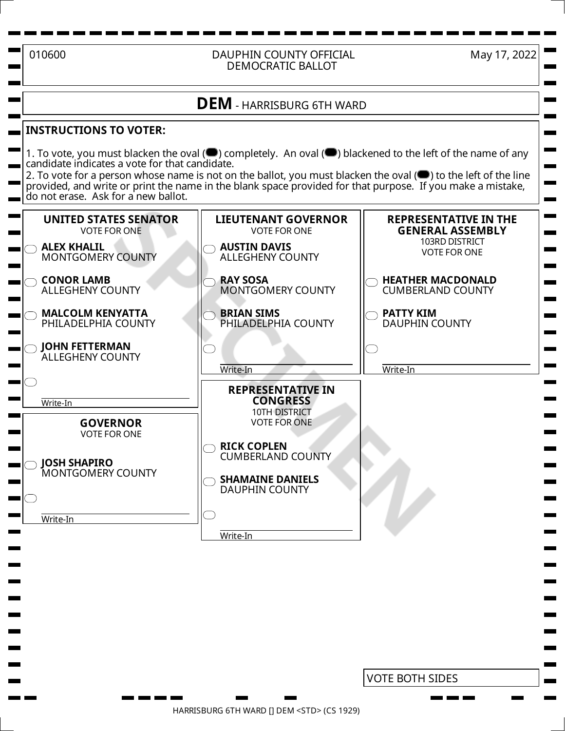010600 | DAUPHIN COUNTY OFFICIAL DEMOCRATIC BALLOT | May 17, 2022

# DEM - HARRISBURG 6TH WARD

**INSTRUCTIONS TO VOTER:**

1. To vote, you must blacken the oval (⬬) completely. An oval (⬬) blackened to the left of the name of any candidate indicates a vote for that candidate.
2. To vote for a person whose name is not on the ballot, you must blacken the oval (⬬) to the left of the line provided, and write or print the name in the blank space provided for that purpose. If you make a mistake, do not erase. Ask for a new ballot.

## UNITED STATES SENATOR
VOTE FOR ONE

- ⬭ **ALEX KHALIL** MONTGOMERY COUNTY
- ⬭ **CONOR LAMB** ALLEGHENY COUNTY
- ⬭ **MALCOLM KENYATTA** PHILADELPHIA COUNTY
- ⬭ **JOHN FETTERMAN** ALLEGHENY COUNTY
- ⬭ ______________ Write-In

## GOVERNOR
VOTE FOR ONE

- ⬭ **JOSH SHAPIRO** MONTGOMERY COUNTY
- ⬭ ______________ Write-In

## LIEUTENANT GOVERNOR
VOTE FOR ONE

- ⬭ **AUSTIN DAVIS** ALLEGHENY COUNTY
- ⬭ **RAY SOSA** MONTGOMERY COUNTY
- ⬭ **BRIAN SIMS** PHILADELPHIA COUNTY
- ⬭ ______________ Write-In

## REPRESENTATIVE IN CONGRESS
10TH DISTRICT
VOTE FOR ONE

- ⬭ **RICK COPLEN** CUMBERLAND COUNTY
- ⬭ **SHAMAINE DANIELS** DAUPHIN COUNTY
- ⬭ ______________ Write-In

## REPRESENTATIVE IN THE GENERAL ASSEMBLY
103RD DISTRICT
VOTE FOR ONE

- ⬭ **HEATHER MACDONALD** CUMBERLAND COUNTY
- ⬭ **PATTY KIM** DAUPHIN COUNTY
- ⬭ ______________ Write-In

VOTE BOTH SIDES

HARRISBURG 6TH WARD [] DEM <STD> (CS 1929)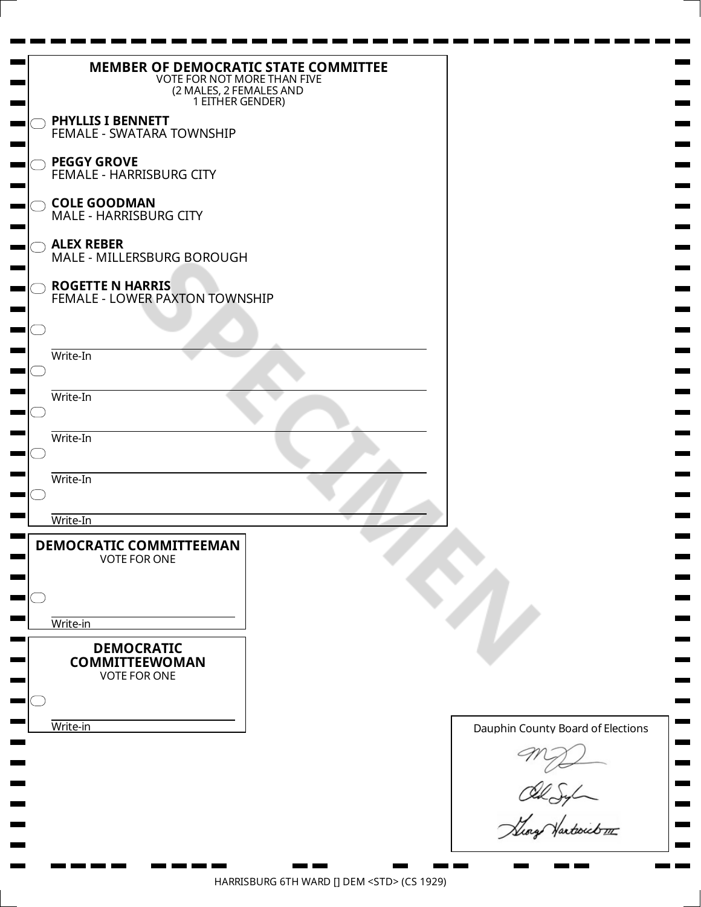## MEMBER OF DEMOCRATIC STATE COMMITTEE

VOTE FOR NOT MORE THAN FIVE
(2 MALES, 2 FEMALES AND
1 EITHER GENDER)

- ⬭ **PHYLLIS I BENNETT**
  FEMALE - SWATARA TOWNSHIP
- ⬭ **PEGGY GROVE**
  FEMALE - HARRISBURG CITY
- ⬭ **COLE GOODMAN**
  MALE - HARRISBURG CITY
- ⬭ **ALEX REBER**
  MALE - MILLERSBURG BOROUGH
- ⬭ **ROGETTE N HARRIS**
  FEMALE - LOWER PAXTON TOWNSHIP
- ⬭ ____________________ Write-In
- ⬭ ____________________ Write-In
- ⬭ ____________________ Write-In
- ⬭ ____________________ Write-In
- ⬭ ____________________ Write-In

## DEMOCRATIC COMMITTEEMAN

VOTE FOR ONE

- ⬭ ____________________ Write-in

## DEMOCRATIC COMMITTEEWOMAN

VOTE FOR ONE

- ⬭ ____________________ Write-in

SPECIMEN

Dauphin County Board of Elections

HARRISBURG 6TH WARD [] DEM <STD> (CS 1929)